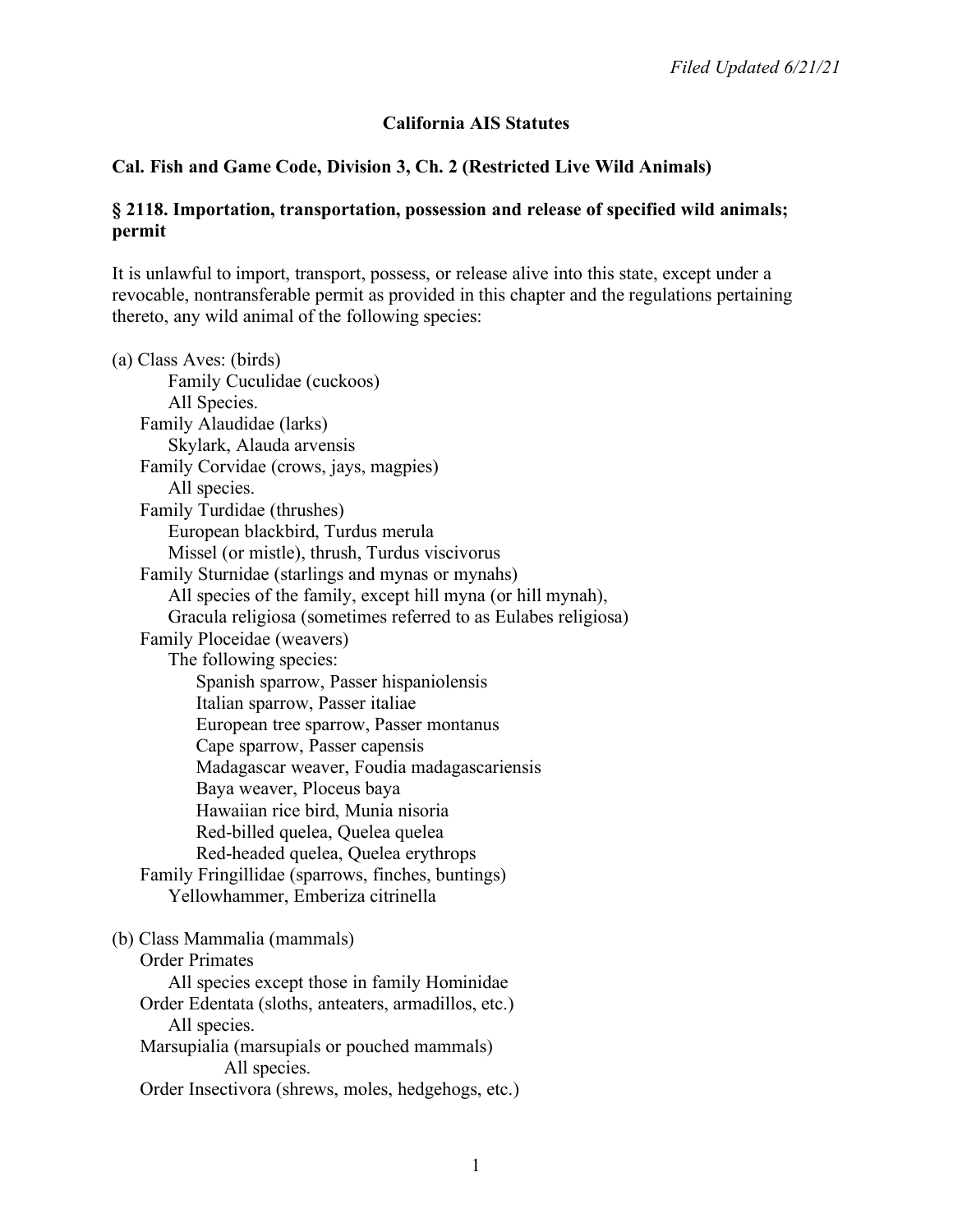*Filed Updated 6/21/21*

# California AIS Statutes

## Cal. Fish and Game Code, Division 3, Ch. 2 (Restricted Live Wild Animals)

### § 2118. Importation, transportation, possession and release of specified wild animals; permit

It is unlawful to import, transport, possess, or release alive into this state, except under a revocable, nontransferable permit as provided in this chapter and the regulations pertaining thereto, any wild animal of the following species:

(a) Class Aves: (birds)
- Family Cuculidae (cuckoos)
  - All Species.
- Family Alaudidae (larks)
  - Skylark, Alauda arvensis
- Family Corvidae (crows, jays, magpies)
  - All species.
- Family Turdidae (thrushes)
  - European blackbird, Turdus merula
  - Missel (or mistle), thrush, Turdus viscivorus
- Family Sturnidae (starlings and mynas or mynahs)
  - All species of the family, except hill myna (or hill mynah), Gracula religiosa (sometimes referred to as Eulabes religiosa)
- Family Ploceidae (weavers)
  - The following species:
    - Spanish sparrow, Passer hispaniolensis
    - Italian sparrow, Passer italiae
    - European tree sparrow, Passer montanus
    - Cape sparrow, Passer capensis
    - Madagascar weaver, Foudia madagascariensis
    - Baya weaver, Ploceus baya
    - Hawaiian rice bird, Munia nisoria
    - Red-billed quelea, Quelea quelea
    - Red-headed quelea, Quelea erythrops
- Family Fringillidae (sparrows, finches, buntings)
  - Yellowhammer, Emberiza citrinella

(b) Class Mammalia (mammals)
- Order Primates
  - All species except those in family Hominidae
- Order Edentata (sloths, anteaters, armadillos, etc.)
  - All species.
- Marsupialia (marsupials or pouched mammals)
  - All species.
- Order Insectivora (shrews, moles, hedgehogs, etc.)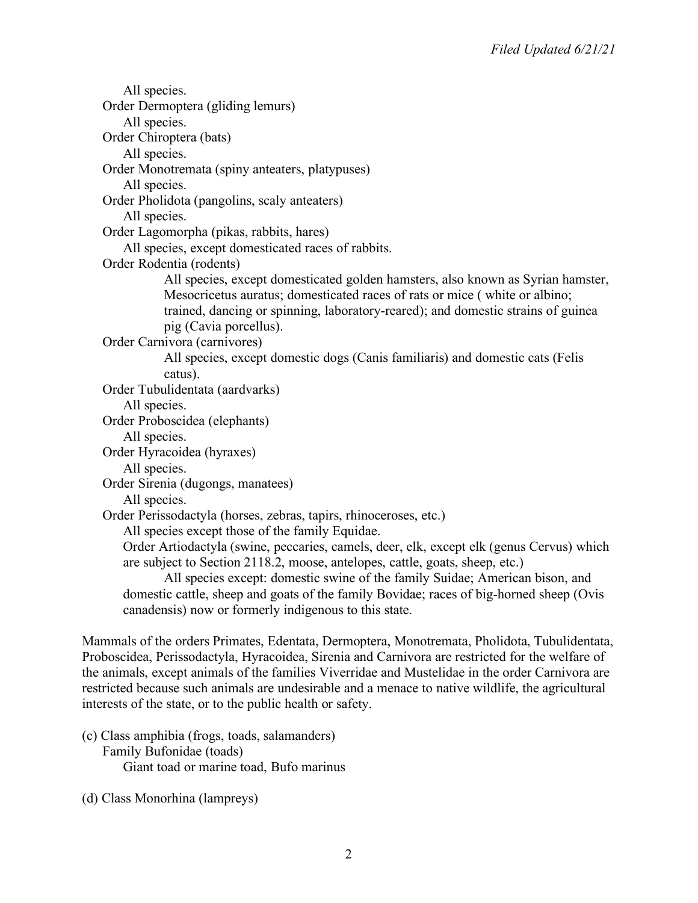All species.

Order Dermoptera (gliding lemurs)

All species.

Order Chiroptera (bats)

All species.

Order Monotremata (spiny anteaters, platypuses)

All species.

Order Pholidota (pangolins, scaly anteaters)

All species.

Order Lagomorpha (pikas, rabbits, hares)

All species, except domesticated races of rabbits.

Order Rodentia (rodents)

All species, except domesticated golden hamsters, also known as Syrian hamster, Mesocricetus auratus; domesticated races of rats or mice ( white or albino; trained, dancing or spinning, laboratory-reared); and domestic strains of guinea pig (Cavia porcellus).

Order Carnivora (carnivores)

All species, except domestic dogs (Canis familiaris) and domestic cats (Felis catus).

Order Tubulidentata (aardvarks)

All species.

Order Proboscidea (elephants)

All species.

Order Hyracoidea (hyraxes)

All species.

Order Sirenia (dugongs, manatees)

All species.

Order Perissodactyla (horses, zebras, tapirs, rhinoceroses, etc.)

All species except those of the family Equidae.

Order Artiodactyla (swine, peccaries, camels, deer, elk, except elk (genus Cervus) which are subject to Section 2118.2, moose, antelopes, cattle, goats, sheep, etc.)

All species except: domestic swine of the family Suidae; American bison, and domestic cattle, sheep and goats of the family Bovidae; races of big-horned sheep (Ovis canadensis) now or formerly indigenous to this state.

Mammals of the orders Primates, Edentata, Dermoptera, Monotremata, Pholidota, Tubulidentata, Proboscidea, Perissodactyla, Hyracoidea, Sirenia and Carnivora are restricted for the welfare of the animals, except animals of the families Viverridae and Mustelidae in the order Carnivora are restricted because such animals are undesirable and a menace to native wildlife, the agricultural interests of the state, or to the public health or safety.

(c) Class amphibia (frogs, toads, salamanders)

Family Bufonidae (toads)

Giant toad or marine toad, Bufo marinus

(d) Class Monorhina (lampreys)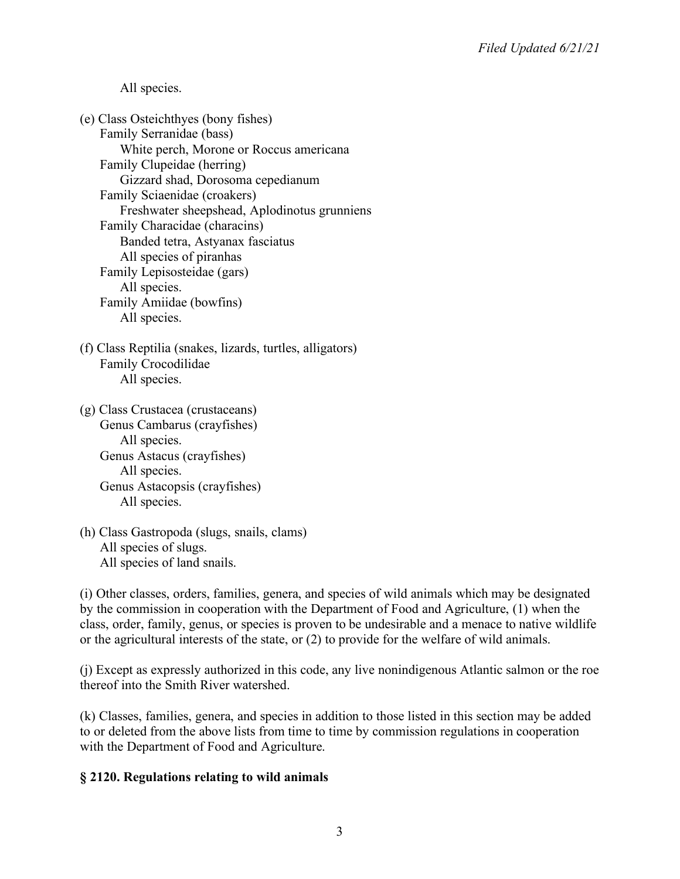All species.

(e) Class Osteichthyes (bony fishes)
  Family Serranidae (bass)
    White perch, Morone or Roccus americana
  Family Clupeidae (herring)
    Gizzard shad, Dorosoma cepedianum
  Family Sciaenidae (croakers)
    Freshwater sheepshead, Aplodinotus grunniens
  Family Characidae (characins)
    Banded tetra, Astyanax fasciatus
    All species of piranhas
  Family Lepisosteidae (gars)
    All species.
  Family Amiidae (bowfins)
    All species.

(f) Class Reptilia (snakes, lizards, turtles, alligators)
  Family Crocodilidae
    All species.

(g) Class Crustacea (crustaceans)
  Genus Cambarus (crayfishes)
    All species.
  Genus Astacus (crayfishes)
    All species.
  Genus Astacopsis (crayfishes)
    All species.

(h) Class Gastropoda (slugs, snails, clams)
  All species of slugs.
  All species of land snails.

(i) Other classes, orders, families, genera, and species of wild animals which may be designated by the commission in cooperation with the Department of Food and Agriculture, (1) when the class, order, family, genus, or species is proven to be undesirable and a menace to native wildlife or the agricultural interests of the state, or (2) to provide for the welfare of wild animals.

(j) Except as expressly authorized in this code, any live nonindigenous Atlantic salmon or the roe thereof into the Smith River watershed.

(k) Classes, families, genera, and species in addition to those listed in this section may be added to or deleted from the above lists from time to time by commission regulations in cooperation with the Department of Food and Agriculture.

## § 2120. Regulations relating to wild animals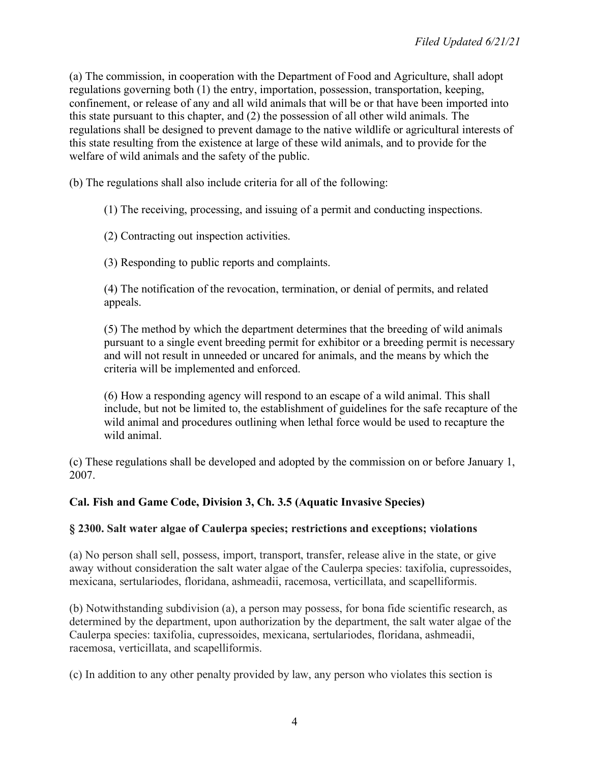(a) The commission, in cooperation with the Department of Food and Agriculture, shall adopt regulations governing both (1) the entry, importation, possession, transportation, keeping, confinement, or release of any and all wild animals that will be or that have been imported into this state pursuant to this chapter, and (2) the possession of all other wild animals. The regulations shall be designed to prevent damage to the native wildlife or agricultural interests of this state resulting from the existence at large of these wild animals, and to provide for the welfare of wild animals and the safety of the public.

(b) The regulations shall also include criteria for all of the following:

> (1) The receiving, processing, and issuing of a permit and conducting inspections.
>
> (2) Contracting out inspection activities.
>
> (3) Responding to public reports and complaints.
>
> (4) The notification of the revocation, termination, or denial of permits, and related appeals.
>
> (5) The method by which the department determines that the breeding of wild animals pursuant to a single event breeding permit for exhibitor or a breeding permit is necessary and will not result in unneeded or uncared for animals, and the means by which the criteria will be implemented and enforced.
>
> (6) How a responding agency will respond to an escape of a wild animal. This shall include, but not be limited to, the establishment of guidelines for the safe recapture of the wild animal and procedures outlining when lethal force would be used to recapture the wild animal.

(c) These regulations shall be developed and adopted by the commission on or before January 1, 2007.

**Cal. Fish and Game Code, Division 3, Ch. 3.5 (Aquatic Invasive Species)**

**§ 2300. Salt water algae of Caulerpa species; restrictions and exceptions; violations**

(a) No person shall sell, possess, import, transport, transfer, release alive in the state, or give away without consideration the salt water algae of the Caulerpa species: taxifolia, cupressoides, mexicana, sertulariodes, floridana, ashmeadii, racemosa, verticillata, and scapelliformis.

(b) Notwithstanding subdivision (a), a person may possess, for bona fide scientific research, as determined by the department, upon authorization by the department, the salt water algae of the Caulerpa species: taxifolia, cupressoides, mexicana, sertulariodes, floridana, ashmeadii, racemosa, verticillata, and scapelliformis.

(c) In addition to any other penalty provided by law, any person who violates this section is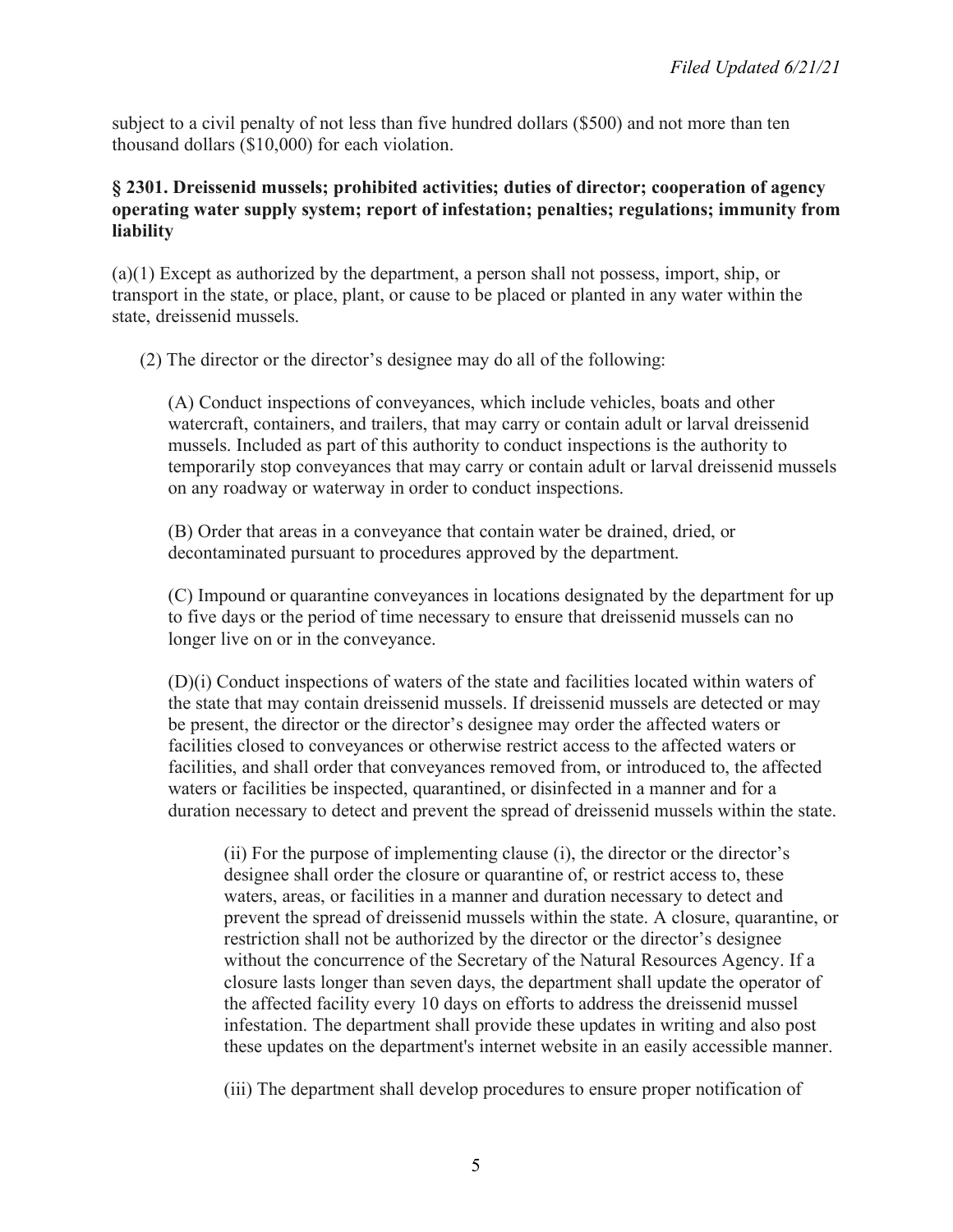subject to a civil penalty of not less than five hundred dollars ($500) and not more than ten thousand dollars ($10,000) for each violation.

**§ 2301. Dreissenid mussels; prohibited activities; duties of director; cooperation of agency operating water supply system; report of infestation; penalties; regulations; immunity from liability**

(a)(1) Except as authorized by the department, a person shall not possess, import, ship, or transport in the state, or place, plant, or cause to be placed or planted in any water within the state, dreissenid mussels.

(2) The director or the director's designee may do all of the following:

(A) Conduct inspections of conveyances, which include vehicles, boats and other watercraft, containers, and trailers, that may carry or contain adult or larval dreissenid mussels. Included as part of this authority to conduct inspections is the authority to temporarily stop conveyances that may carry or contain adult or larval dreissenid mussels on any roadway or waterway in order to conduct inspections.

(B) Order that areas in a conveyance that contain water be drained, dried, or decontaminated pursuant to procedures approved by the department.

(C) Impound or quarantine conveyances in locations designated by the department for up to five days or the period of time necessary to ensure that dreissenid mussels can no longer live on or in the conveyance.

(D)(i) Conduct inspections of waters of the state and facilities located within waters of the state that may contain dreissenid mussels. If dreissenid mussels are detected or may be present, the director or the director's designee may order the affected waters or facilities closed to conveyances or otherwise restrict access to the affected waters or facilities, and shall order that conveyances removed from, or introduced to, the affected waters or facilities be inspected, quarantined, or disinfected in a manner and for a duration necessary to detect and prevent the spread of dreissenid mussels within the state.

(ii) For the purpose of implementing clause (i), the director or the director's designee shall order the closure or quarantine of, or restrict access to, these waters, areas, or facilities in a manner and duration necessary to detect and prevent the spread of dreissenid mussels within the state. A closure, quarantine, or restriction shall not be authorized by the director or the director's designee without the concurrence of the Secretary of the Natural Resources Agency. If a closure lasts longer than seven days, the department shall update the operator of the affected facility every 10 days on efforts to address the dreissenid mussel infestation. The department shall provide these updates in writing and also post these updates on the department's internet website in an easily accessible manner.

(iii) The department shall develop procedures to ensure proper notification of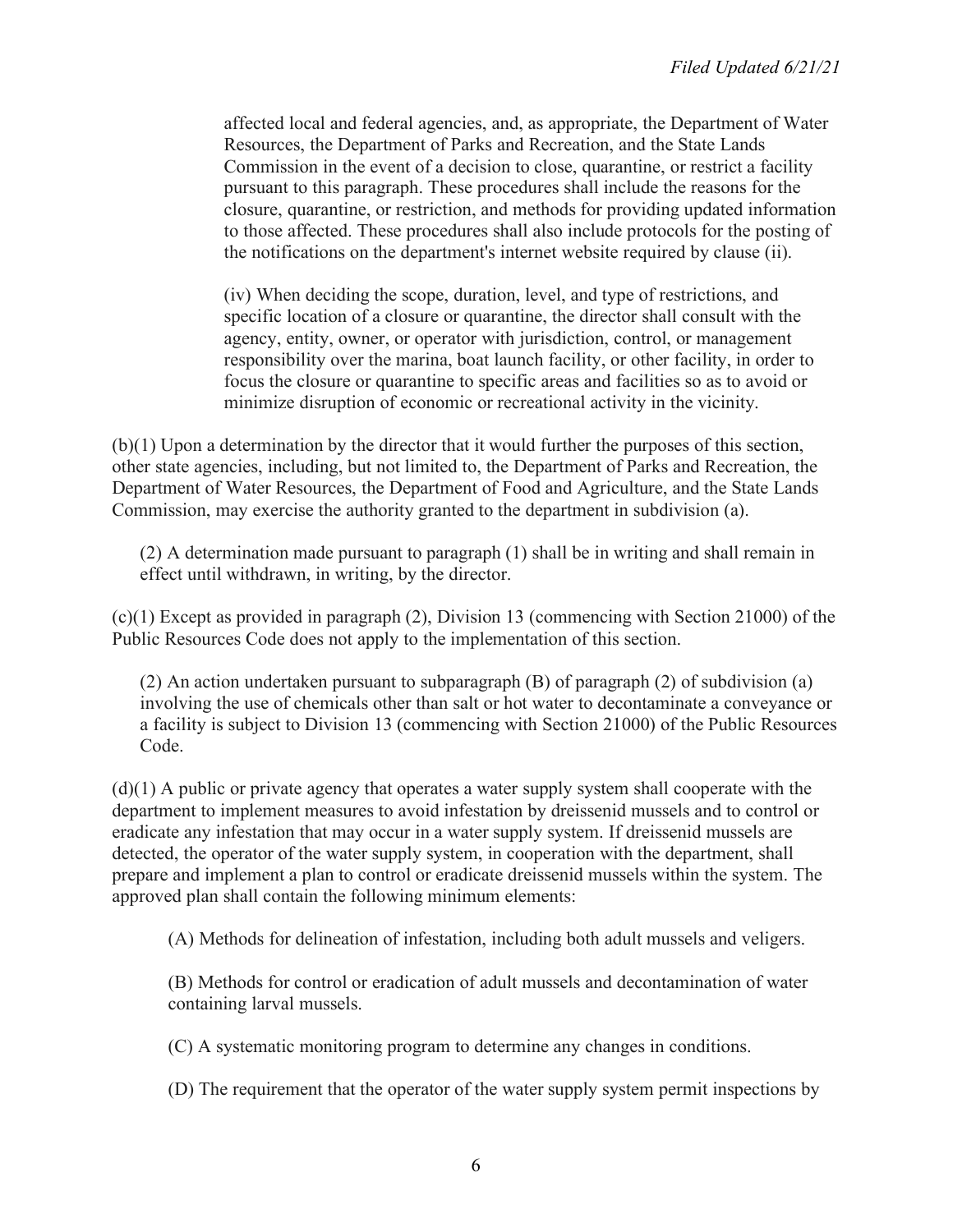affected local and federal agencies, and, as appropriate, the Department of Water Resources, the Department of Parks and Recreation, and the State Lands Commission in the event of a decision to close, quarantine, or restrict a facility pursuant to this paragraph. These procedures shall include the reasons for the closure, quarantine, or restriction, and methods for providing updated information to those affected. These procedures shall also include protocols for the posting of the notifications on the department's internet website required by clause (ii).

(iv) When deciding the scope, duration, level, and type of restrictions, and specific location of a closure or quarantine, the director shall consult with the agency, entity, owner, or operator with jurisdiction, control, or management responsibility over the marina, boat launch facility, or other facility, in order to focus the closure or quarantine to specific areas and facilities so as to avoid or minimize disruption of economic or recreational activity in the vicinity.

(b)(1) Upon a determination by the director that it would further the purposes of this section, other state agencies, including, but not limited to, the Department of Parks and Recreation, the Department of Water Resources, the Department of Food and Agriculture, and the State Lands Commission, may exercise the authority granted to the department in subdivision (a).

(2) A determination made pursuant to paragraph (1) shall be in writing and shall remain in effect until withdrawn, in writing, by the director.

(c)(1) Except as provided in paragraph (2), Division 13 (commencing with Section 21000) of the Public Resources Code does not apply to the implementation of this section.

(2) An action undertaken pursuant to subparagraph (B) of paragraph (2) of subdivision (a) involving the use of chemicals other than salt or hot water to decontaminate a conveyance or a facility is subject to Division 13 (commencing with Section 21000) of the Public Resources Code.

(d)(1) A public or private agency that operates a water supply system shall cooperate with the department to implement measures to avoid infestation by dreissenid mussels and to control or eradicate any infestation that may occur in a water supply system. If dreissenid mussels are detected, the operator of the water supply system, in cooperation with the department, shall prepare and implement a plan to control or eradicate dreissenid mussels within the system. The approved plan shall contain the following minimum elements:

(A) Methods for delineation of infestation, including both adult mussels and veligers.

(B) Methods for control or eradication of adult mussels and decontamination of water containing larval mussels.

(C) A systematic monitoring program to determine any changes in conditions.

(D) The requirement that the operator of the water supply system permit inspections by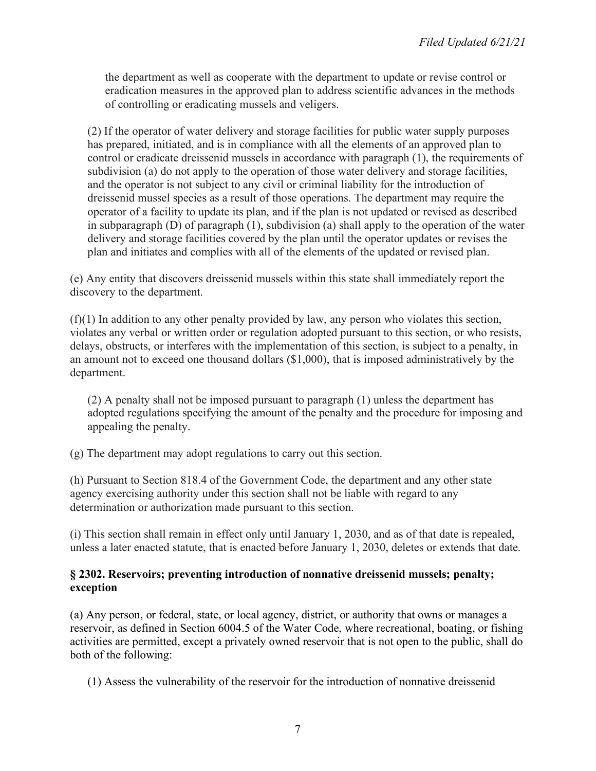the department as well as cooperate with the department to update or revise control or eradication measures in the approved plan to address scientific advances in the methods of controlling or eradicating mussels and veligers.

(2) If the operator of water delivery and storage facilities for public water supply purposes has prepared, initiated, and is in compliance with all the elements of an approved plan to control or eradicate dreissenid mussels in accordance with paragraph (1), the requirements of subdivision (a) do not apply to the operation of those water delivery and storage facilities, and the operator is not subject to any civil or criminal liability for the introduction of dreissenid mussel species as a result of those operations. The department may require the operator of a facility to update its plan, and if the plan is not updated or revised as described in subparagraph (D) of paragraph (1), subdivision (a) shall apply to the operation of the water delivery and storage facilities covered by the plan until the operator updates or revises the plan and initiates and complies with all of the elements of the updated or revised plan.

(e) Any entity that discovers dreissenid mussels within this state shall immediately report the discovery to the department.

(f)(1) In addition to any other penalty provided by law, any person who violates this section, violates any verbal or written order or regulation adopted pursuant to this section, or who resists, delays, obstructs, or interferes with the implementation of this section, is subject to a penalty, in an amount not to exceed one thousand dollars ($1,000), that is imposed administratively by the department.

(2) A penalty shall not be imposed pursuant to paragraph (1) unless the department has adopted regulations specifying the amount of the penalty and the procedure for imposing and appealing the penalty.

(g) The department may adopt regulations to carry out this section.

(h) Pursuant to Section 818.4 of the Government Code, the department and any other state agency exercising authority under this section shall not be liable with regard to any determination or authorization made pursuant to this section.

(i) This section shall remain in effect only until January 1, 2030, and as of that date is repealed, unless a later enacted statute, that is enacted before January 1, 2030, deletes or extends that date.

### § 2302. Reservoirs; preventing introduction of nonnative dreissenid mussels; penalty; exception

(a) Any person, or federal, state, or local agency, district, or authority that owns or manages a reservoir, as defined in Section 6004.5 of the Water Code, where recreational, boating, or fishing activities are permitted, except a privately owned reservoir that is not open to the public, shall do both of the following:

(1) Assess the vulnerability of the reservoir for the introduction of nonnative dreissenid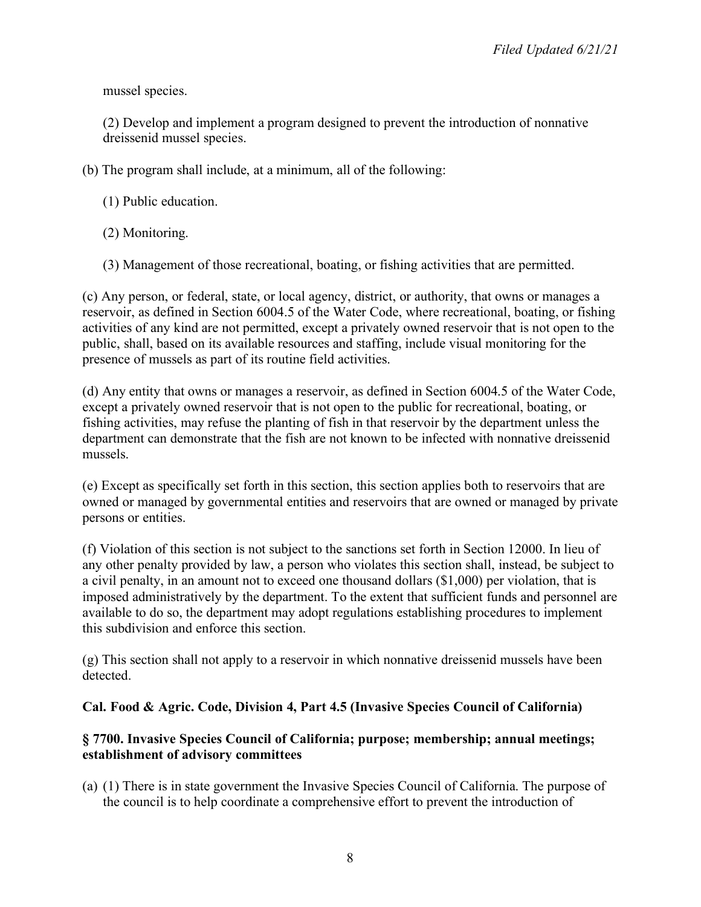mussel species.

(2) Develop and implement a program designed to prevent the introduction of nonnative dreissenid mussel species.

(b) The program shall include, at a minimum, all of the following:

(1) Public education.

(2) Monitoring.

(3) Management of those recreational, boating, or fishing activities that are permitted.

(c) Any person, or federal, state, or local agency, district, or authority, that owns or manages a reservoir, as defined in Section 6004.5 of the Water Code, where recreational, boating, or fishing activities of any kind are not permitted, except a privately owned reservoir that is not open to the public, shall, based on its available resources and staffing, include visual monitoring for the presence of mussels as part of its routine field activities.

(d) Any entity that owns or manages a reservoir, as defined in Section 6004.5 of the Water Code, except a privately owned reservoir that is not open to the public for recreational, boating, or fishing activities, may refuse the planting of fish in that reservoir by the department unless the department can demonstrate that the fish are not known to be infected with nonnative dreissenid mussels.

(e) Except as specifically set forth in this section, this section applies both to reservoirs that are owned or managed by governmental entities and reservoirs that are owned or managed by private persons or entities.

(f) Violation of this section is not subject to the sanctions set forth in Section 12000. In lieu of any other penalty provided by law, a person who violates this section shall, instead, be subject to a civil penalty, in an amount not to exceed one thousand dollars ($1,000) per violation, that is imposed administratively by the department. To the extent that sufficient funds and personnel are available to do so, the department may adopt regulations establishing procedures to implement this subdivision and enforce this section.

(g) This section shall not apply to a reservoir in which nonnative dreissenid mussels have been detected.

**Cal. Food & Agric. Code, Division 4, Part 4.5 (Invasive Species Council of California)**

**§ 7700. Invasive Species Council of California; purpose; membership; annual meetings; establishment of advisory committees**

(a) (1) There is in state government the Invasive Species Council of California. The purpose of the council is to help coordinate a comprehensive effort to prevent the introduction of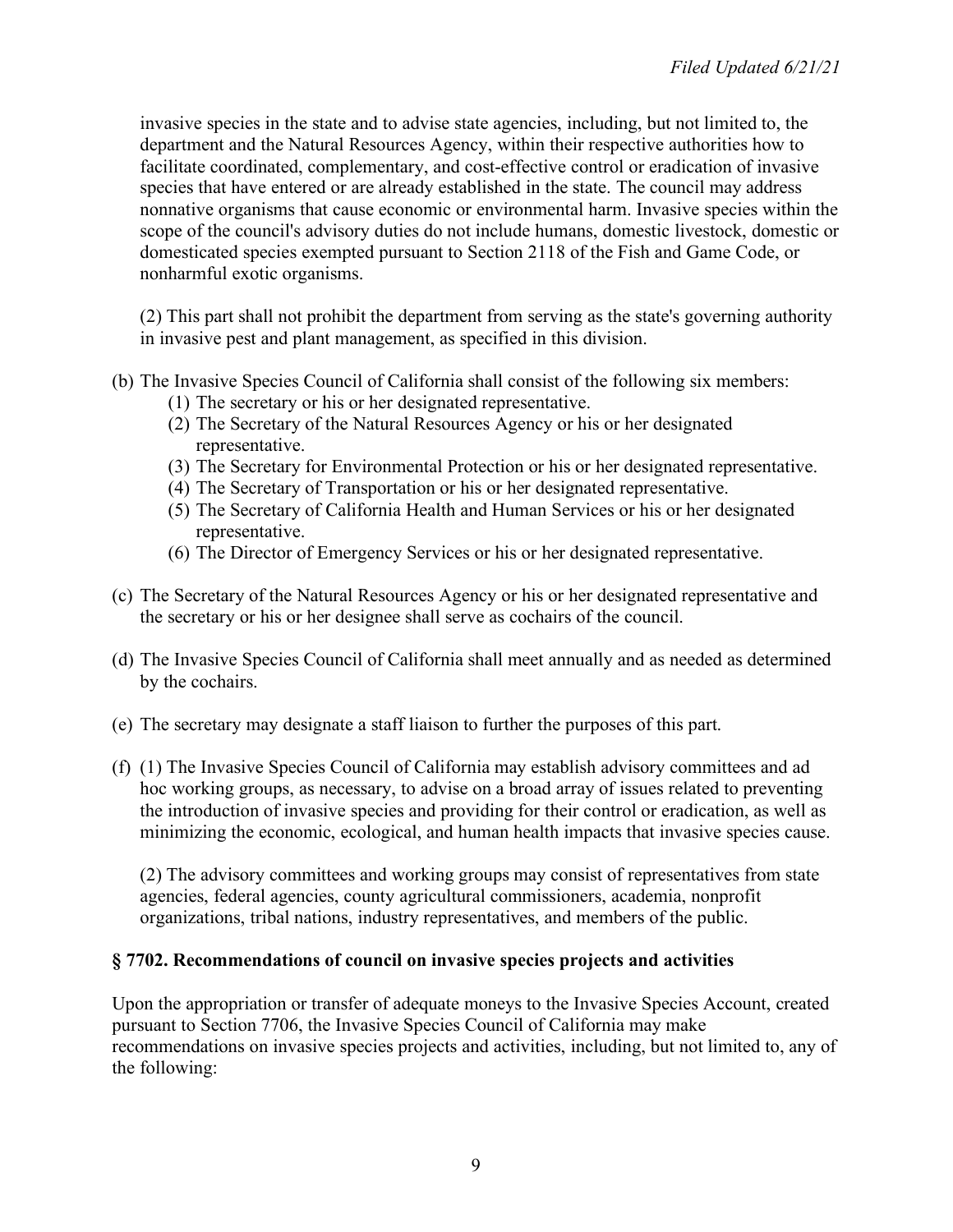invasive species in the state and to advise state agencies, including, but not limited to, the department and the Natural Resources Agency, within their respective authorities how to facilitate coordinated, complementary, and cost-effective control or eradication of invasive species that have entered or are already established in the state. The council may address nonnative organisms that cause economic or environmental harm. Invasive species within the scope of the council's advisory duties do not include humans, domestic livestock, domestic or domesticated species exempted pursuant to Section 2118 of the Fish and Game Code, or nonharmful exotic organisms.

(2) This part shall not prohibit the department from serving as the state's governing authority in invasive pest and plant management, as specified in this division.

(b) The Invasive Species Council of California shall consist of the following six members:

(1) The secretary or his or her designated representative.
(2) The Secretary of the Natural Resources Agency or his or her designated representative.
(3) The Secretary for Environmental Protection or his or her designated representative.
(4) The Secretary of Transportation or his or her designated representative.
(5) The Secretary of California Health and Human Services or his or her designated representative.
(6) The Director of Emergency Services or his or her designated representative.

(c) The Secretary of the Natural Resources Agency or his or her designated representative and the secretary or his or her designee shall serve as cochairs of the council.

(d) The Invasive Species Council of California shall meet annually and as needed as determined by the cochairs.

(e) The secretary may designate a staff liaison to further the purposes of this part.

(f) (1) The Invasive Species Council of California may establish advisory committees and ad hoc working groups, as necessary, to advise on a broad array of issues related to preventing the introduction of invasive species and providing for their control or eradication, as well as minimizing the economic, ecological, and human health impacts that invasive species cause.

(2) The advisory committees and working groups may consist of representatives from state agencies, federal agencies, county agricultural commissioners, academia, nonprofit organizations, tribal nations, industry representatives, and members of the public.

**§ 7702. Recommendations of council on invasive species projects and activities**

Upon the appropriation or transfer of adequate moneys to the Invasive Species Account, created pursuant to Section 7706, the Invasive Species Council of California may make recommendations on invasive species projects and activities, including, but not limited to, any of the following: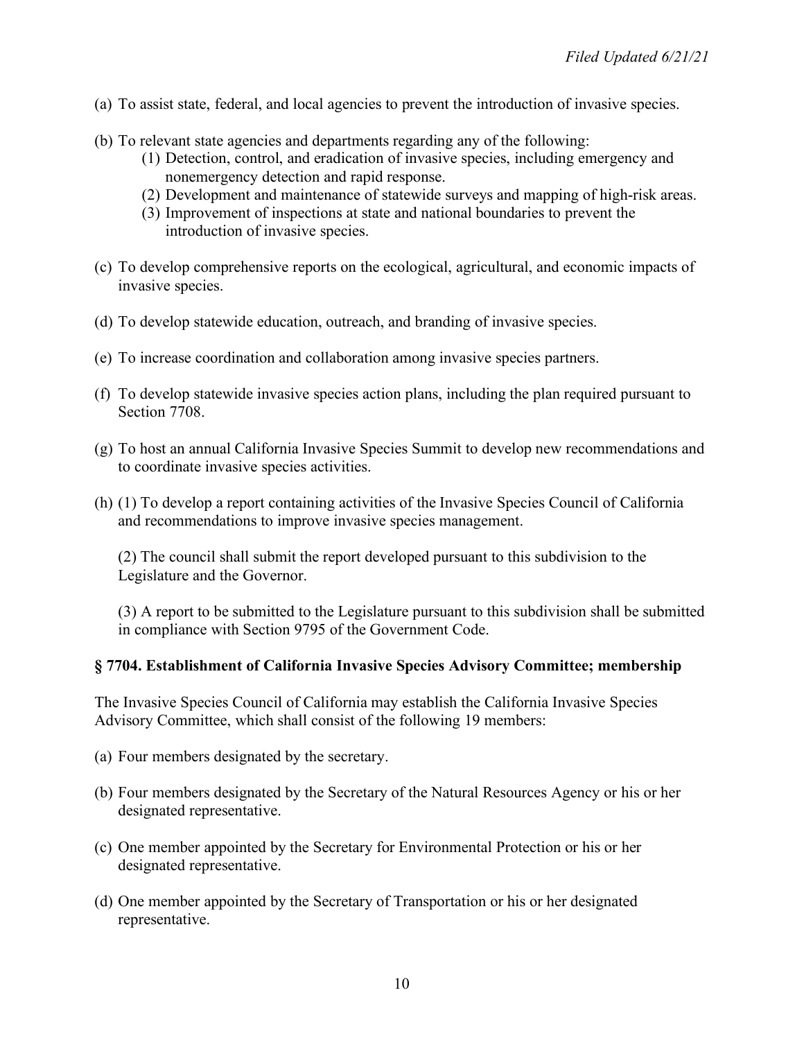(a) To assist state, federal, and local agencies to prevent the introduction of invasive species.

(b) To relevant state agencies and departments regarding any of the following:

  (1) Detection, control, and eradication of invasive species, including emergency and nonemergency detection and rapid response.

  (2) Development and maintenance of statewide surveys and mapping of high-risk areas.

  (3) Improvement of inspections at state and national boundaries to prevent the introduction of invasive species.

(c) To develop comprehensive reports on the ecological, agricultural, and economic impacts of invasive species.

(d) To develop statewide education, outreach, and branding of invasive species.

(e) To increase coordination and collaboration among invasive species partners.

(f) To develop statewide invasive species action plans, including the plan required pursuant to Section 7708.

(g) To host an annual California Invasive Species Summit to develop new recommendations and to coordinate invasive species activities.

(h) (1) To develop a report containing activities of the Invasive Species Council of California and recommendations to improve invasive species management.

(2) The council shall submit the report developed pursuant to this subdivision to the Legislature and the Governor.

(3) A report to be submitted to the Legislature pursuant to this subdivision shall be submitted in compliance with Section 9795 of the Government Code.

### § 7704. Establishment of California Invasive Species Advisory Committee; membership

The Invasive Species Council of California may establish the California Invasive Species Advisory Committee, which shall consist of the following 19 members:

(a) Four members designated by the secretary.

(b) Four members designated by the Secretary of the Natural Resources Agency or his or her designated representative.

(c) One member appointed by the Secretary for Environmental Protection or his or her designated representative.

(d) One member appointed by the Secretary of Transportation or his or her designated representative.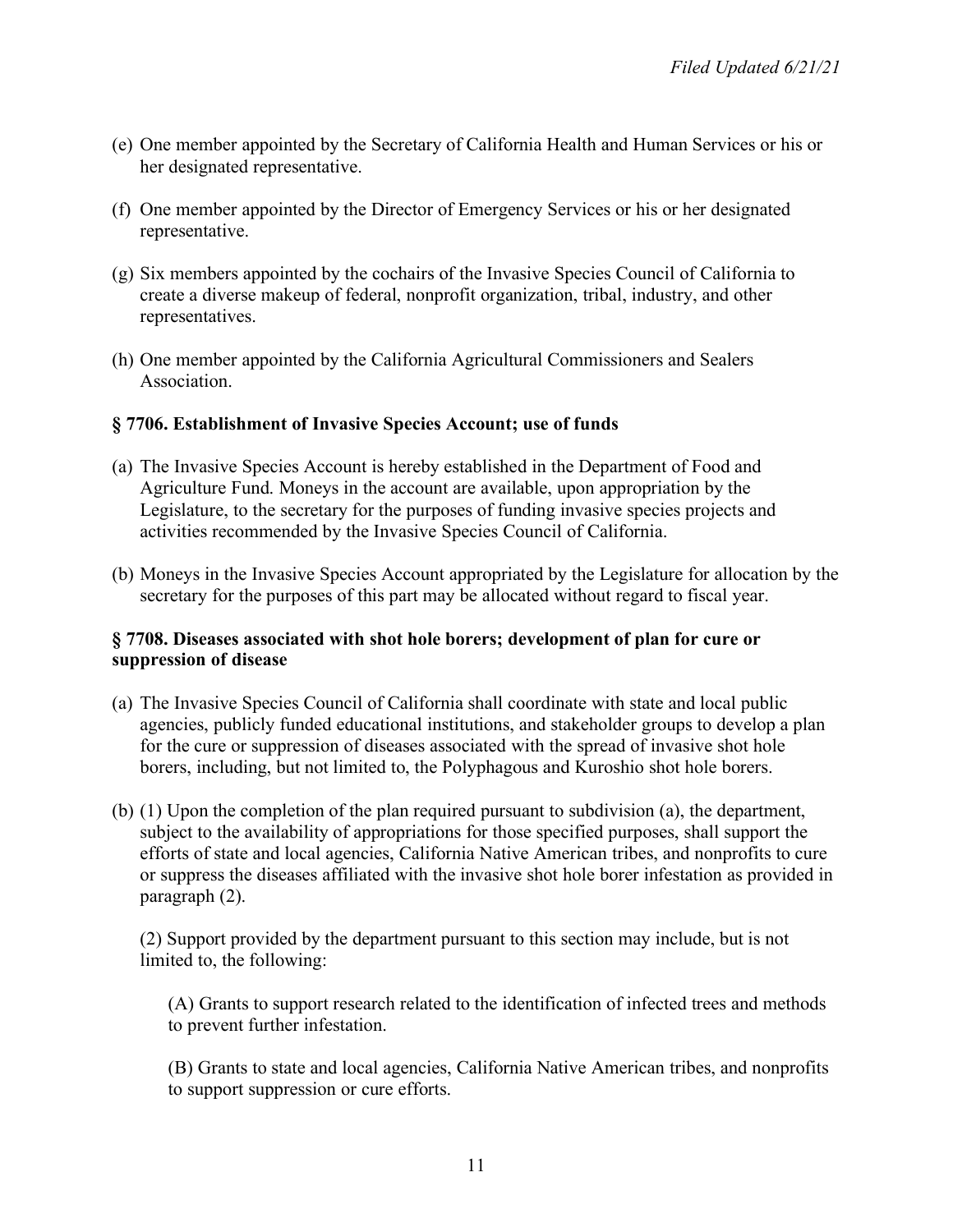(e) One member appointed by the Secretary of California Health and Human Services or his or her designated representative.

(f) One member appointed by the Director of Emergency Services or his or her designated representative.

(g) Six members appointed by the cochairs of the Invasive Species Council of California to create a diverse makeup of federal, nonprofit organization, tribal, industry, and other representatives.

(h) One member appointed by the California Agricultural Commissioners and Sealers Association.

### § 7706. Establishment of Invasive Species Account; use of funds

(a) The Invasive Species Account is hereby established in the Department of Food and Agriculture Fund. Moneys in the account are available, upon appropriation by the Legislature, to the secretary for the purposes of funding invasive species projects and activities recommended by the Invasive Species Council of California.

(b) Moneys in the Invasive Species Account appropriated by the Legislature for allocation by the secretary for the purposes of this part may be allocated without regard to fiscal year.

### § 7708. Diseases associated with shot hole borers; development of plan for cure or suppression of disease

(a) The Invasive Species Council of California shall coordinate with state and local public agencies, publicly funded educational institutions, and stakeholder groups to develop a plan for the cure or suppression of diseases associated with the spread of invasive shot hole borers, including, but not limited to, the Polyphagous and Kuroshio shot hole borers.

(b) (1) Upon the completion of the plan required pursuant to subdivision (a), the department, subject to the availability of appropriations for those specified purposes, shall support the efforts of state and local agencies, California Native American tribes, and nonprofits to cure or suppress the diseases affiliated with the invasive shot hole borer infestation as provided in paragraph (2).

(2) Support provided by the department pursuant to this section may include, but is not limited to, the following:

(A) Grants to support research related to the identification of infected trees and methods to prevent further infestation.

(B) Grants to state and local agencies, California Native American tribes, and nonprofits to support suppression or cure efforts.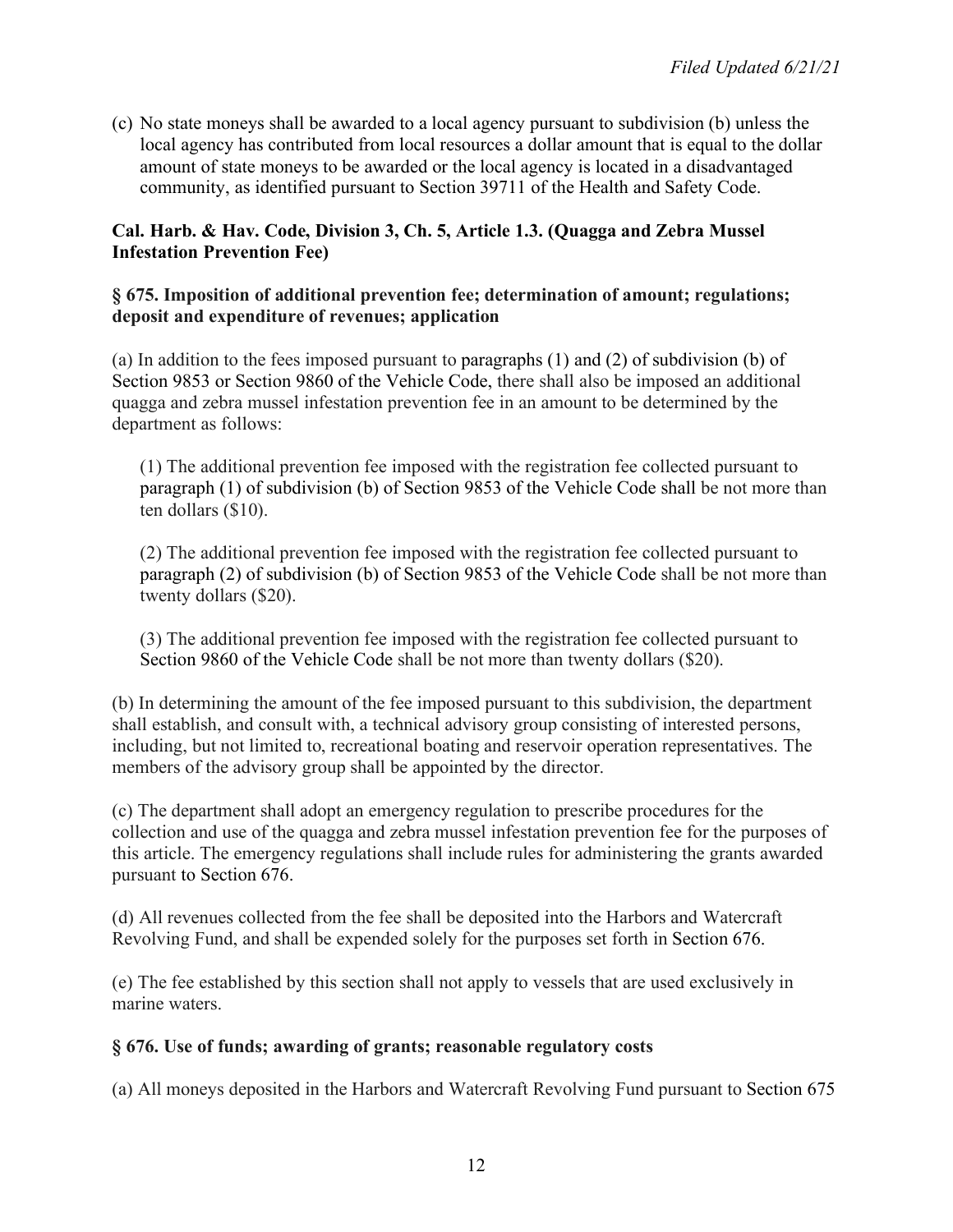(c) No state moneys shall be awarded to a local agency pursuant to subdivision (b) unless the local agency has contributed from local resources a dollar amount that is equal to the dollar amount of state moneys to be awarded or the local agency is located in a disadvantaged community, as identified pursuant to Section 39711 of the Health and Safety Code.

**Cal. Harb. & Hav. Code, Division 3, Ch. 5, Article 1.3. (Quagga and Zebra Mussel Infestation Prevention Fee)**

**§ 675. Imposition of additional prevention fee; determination of amount; regulations; deposit and expenditure of revenues; application**

(a) In addition to the fees imposed pursuant to paragraphs (1) and (2) of subdivision (b) of Section 9853 or Section 9860 of the Vehicle Code, there shall also be imposed an additional quagga and zebra mussel infestation prevention fee in an amount to be determined by the department as follows:

(1) The additional prevention fee imposed with the registration fee collected pursuant to paragraph (1) of subdivision (b) of Section 9853 of the Vehicle Code shall be not more than ten dollars ($10).

(2) The additional prevention fee imposed with the registration fee collected pursuant to paragraph (2) of subdivision (b) of Section 9853 of the Vehicle Code shall be not more than twenty dollars ($20).

(3) The additional prevention fee imposed with the registration fee collected pursuant to Section 9860 of the Vehicle Code shall be not more than twenty dollars ($20).

(b) In determining the amount of the fee imposed pursuant to this subdivision, the department shall establish, and consult with, a technical advisory group consisting of interested persons, including, but not limited to, recreational boating and reservoir operation representatives. The members of the advisory group shall be appointed by the director.

(c) The department shall adopt an emergency regulation to prescribe procedures for the collection and use of the quagga and zebra mussel infestation prevention fee for the purposes of this article. The emergency regulations shall include rules for administering the grants awarded pursuant to Section 676.

(d) All revenues collected from the fee shall be deposited into the Harbors and Watercraft Revolving Fund, and shall be expended solely for the purposes set forth in Section 676.

(e) The fee established by this section shall not apply to vessels that are used exclusively in marine waters.

**§ 676. Use of funds; awarding of grants; reasonable regulatory costs**

(a) All moneys deposited in the Harbors and Watercraft Revolving Fund pursuant to Section 675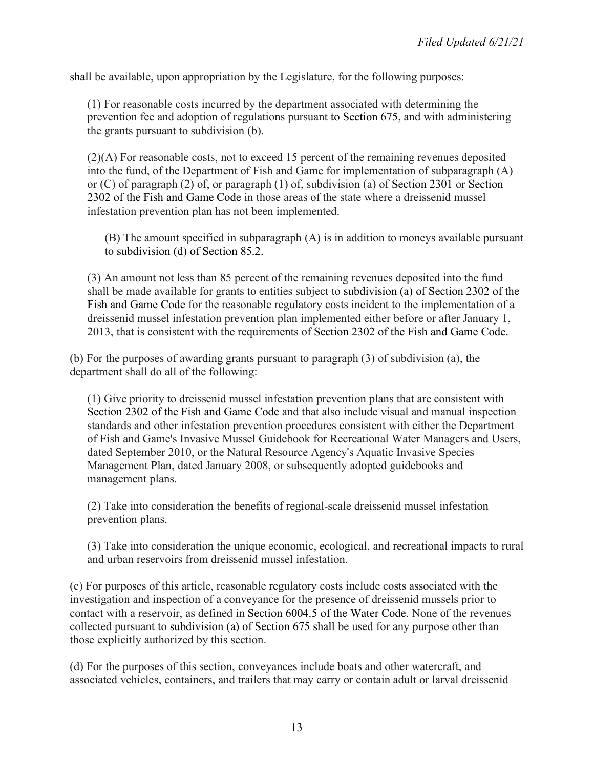shall be available, upon appropriation by the Legislature, for the following purposes:

(1) For reasonable costs incurred by the department associated with determining the prevention fee and adoption of regulations pursuant to Section 675, and with administering the grants pursuant to subdivision (b).

(2)(A) For reasonable costs, not to exceed 15 percent of the remaining revenues deposited into the fund, of the Department of Fish and Game for implementation of subparagraph (A) or (C) of paragraph (2) of, or paragraph (1) of, subdivision (a) of Section 2301 or Section 2302 of the Fish and Game Code in those areas of the state where a dreissenid mussel infestation prevention plan has not been implemented.

(B) The amount specified in subparagraph (A) is in addition to moneys available pursuant to subdivision (d) of Section 85.2.

(3) An amount not less than 85 percent of the remaining revenues deposited into the fund shall be made available for grants to entities subject to subdivision (a) of Section 2302 of the Fish and Game Code for the reasonable regulatory costs incident to the implementation of a dreissenid mussel infestation prevention plan implemented either before or after January 1, 2013, that is consistent with the requirements of Section 2302 of the Fish and Game Code.

(b) For the purposes of awarding grants pursuant to paragraph (3) of subdivision (a), the department shall do all of the following:

(1) Give priority to dreissenid mussel infestation prevention plans that are consistent with Section 2302 of the Fish and Game Code and that also include visual and manual inspection standards and other infestation prevention procedures consistent with either the Department of Fish and Game's Invasive Mussel Guidebook for Recreational Water Managers and Users, dated September 2010, or the Natural Resource Agency's Aquatic Invasive Species Management Plan, dated January 2008, or subsequently adopted guidebooks and management plans.

(2) Take into consideration the benefits of regional-scale dreissenid mussel infestation prevention plans.

(3) Take into consideration the unique economic, ecological, and recreational impacts to rural and urban reservoirs from dreissenid mussel infestation.

(c) For purposes of this article, reasonable regulatory costs include costs associated with the investigation and inspection of a conveyance for the presence of dreissenid mussels prior to contact with a reservoir, as defined in Section 6004.5 of the Water Code. None of the revenues collected pursuant to subdivision (a) of Section 675 shall be used for any purpose other than those explicitly authorized by this section.

(d) For the purposes of this section, conveyances include boats and other watercraft, and associated vehicles, containers, and trailers that may carry or contain adult or larval dreissenid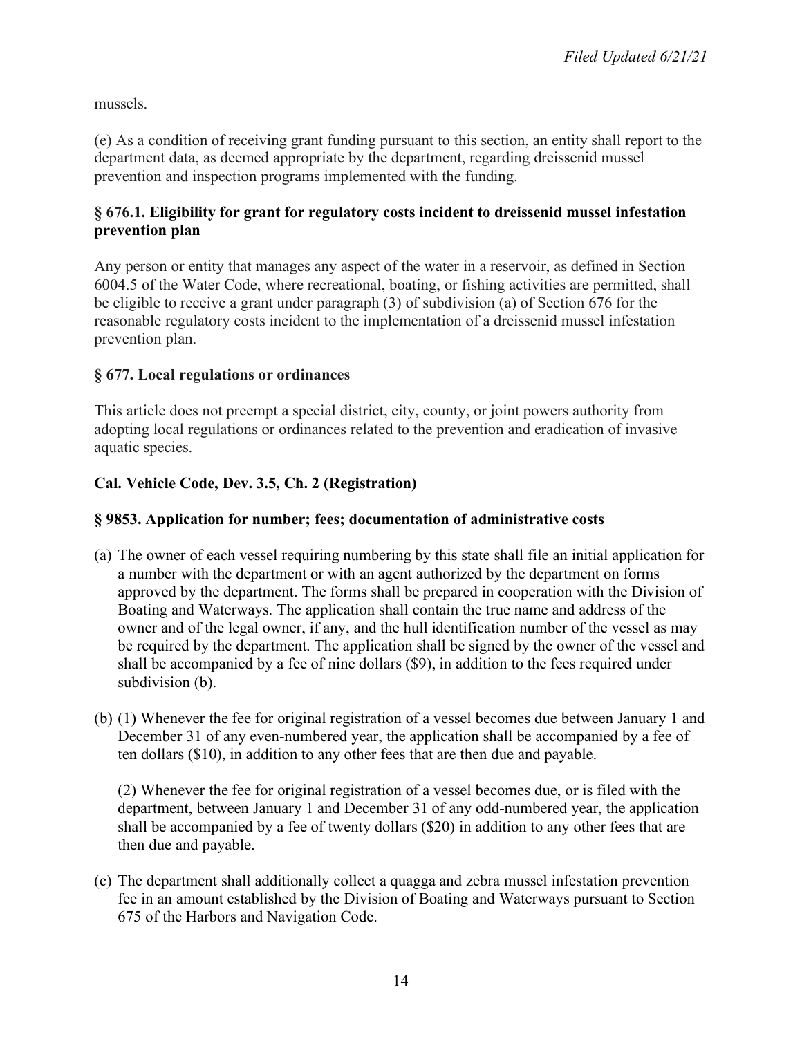mussels.

(e) As a condition of receiving grant funding pursuant to this section, an entity shall report to the department data, as deemed appropriate by the department, regarding dreissenid mussel prevention and inspection programs implemented with the funding.

### § 676.1. Eligibility for grant for regulatory costs incident to dreissenid mussel infestation prevention plan

Any person or entity that manages any aspect of the water in a reservoir, as defined in Section 6004.5 of the Water Code, where recreational, boating, or fishing activities are permitted, shall be eligible to receive a grant under paragraph (3) of subdivision (a) of Section 676 for the reasonable regulatory costs incident to the implementation of a dreissenid mussel infestation prevention plan.

### § 677. Local regulations or ordinances

This article does not preempt a special district, city, county, or joint powers authority from adopting local regulations or ordinances related to the prevention and eradication of invasive aquatic species.

## Cal. Vehicle Code, Dev. 3.5, Ch. 2 (Registration)

### § 9853. Application for number; fees; documentation of administrative costs

(a) The owner of each vessel requiring numbering by this state shall file an initial application for a number with the department or with an agent authorized by the department on forms approved by the department. The forms shall be prepared in cooperation with the Division of Boating and Waterways. The application shall contain the true name and address of the owner and of the legal owner, if any, and the hull identification number of the vessel as may be required by the department. The application shall be signed by the owner of the vessel and shall be accompanied by a fee of nine dollars ($9), in addition to the fees required under subdivision (b).

(b) (1) Whenever the fee for original registration of a vessel becomes due between January 1 and December 31 of any even-numbered year, the application shall be accompanied by a fee of ten dollars ($10), in addition to any other fees that are then due and payable.

(2) Whenever the fee for original registration of a vessel becomes due, or is filed with the department, between January 1 and December 31 of any odd-numbered year, the application shall be accompanied by a fee of twenty dollars ($20) in addition to any other fees that are then due and payable.

(c) The department shall additionally collect a quagga and zebra mussel infestation prevention fee in an amount established by the Division of Boating and Waterways pursuant to Section 675 of the Harbors and Navigation Code.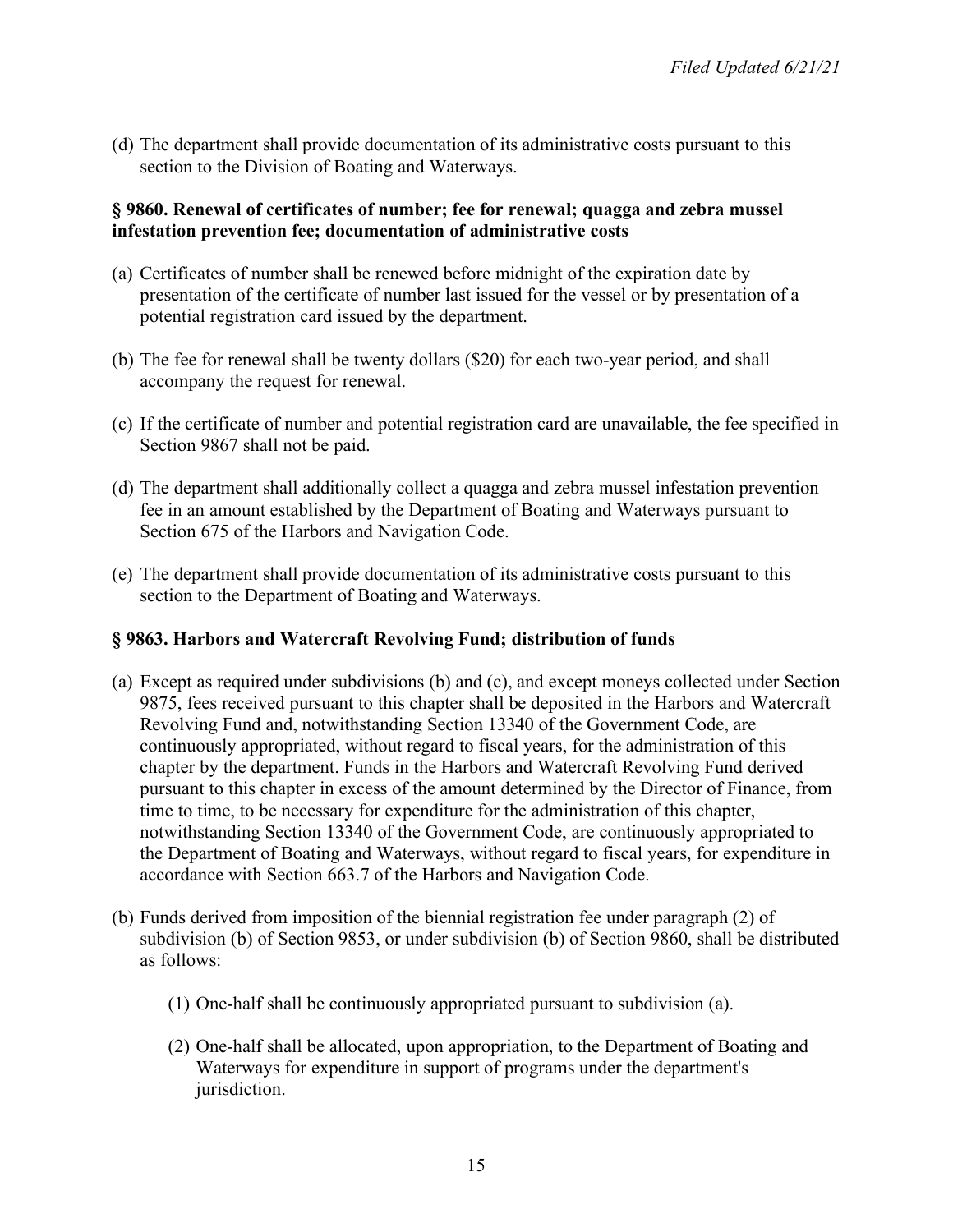(d) The department shall provide documentation of its administrative costs pursuant to this section to the Division of Boating and Waterways.

### § 9860. Renewal of certificates of number; fee for renewal; quagga and zebra mussel infestation prevention fee; documentation of administrative costs

(a) Certificates of number shall be renewed before midnight of the expiration date by presentation of the certificate of number last issued for the vessel or by presentation of a potential registration card issued by the department.

(b) The fee for renewal shall be twenty dollars ($20) for each two-year period, and shall accompany the request for renewal.

(c) If the certificate of number and potential registration card are unavailable, the fee specified in Section 9867 shall not be paid.

(d) The department shall additionally collect a quagga and zebra mussel infestation prevention fee in an amount established by the Department of Boating and Waterways pursuant to Section 675 of the Harbors and Navigation Code.

(e) The department shall provide documentation of its administrative costs pursuant to this section to the Department of Boating and Waterways.

### § 9863. Harbors and Watercraft Revolving Fund; distribution of funds

(a) Except as required under subdivisions (b) and (c), and except moneys collected under Section 9875, fees received pursuant to this chapter shall be deposited in the Harbors and Watercraft Revolving Fund and, notwithstanding Section 13340 of the Government Code, are continuously appropriated, without regard to fiscal years, for the administration of this chapter by the department. Funds in the Harbors and Watercraft Revolving Fund derived pursuant to this chapter in excess of the amount determined by the Director of Finance, from time to time, to be necessary for expenditure for the administration of this chapter, notwithstanding Section 13340 of the Government Code, are continuously appropriated to the Department of Boating and Waterways, without regard to fiscal years, for expenditure in accordance with Section 663.7 of the Harbors and Navigation Code.

(b) Funds derived from imposition of the biennial registration fee under paragraph (2) of subdivision (b) of Section 9853, or under subdivision (b) of Section 9860, shall be distributed as follows:

  (1) One-half shall be continuously appropriated pursuant to subdivision (a).

  (2) One-half shall be allocated, upon appropriation, to the Department of Boating and Waterways for expenditure in support of programs under the department's jurisdiction.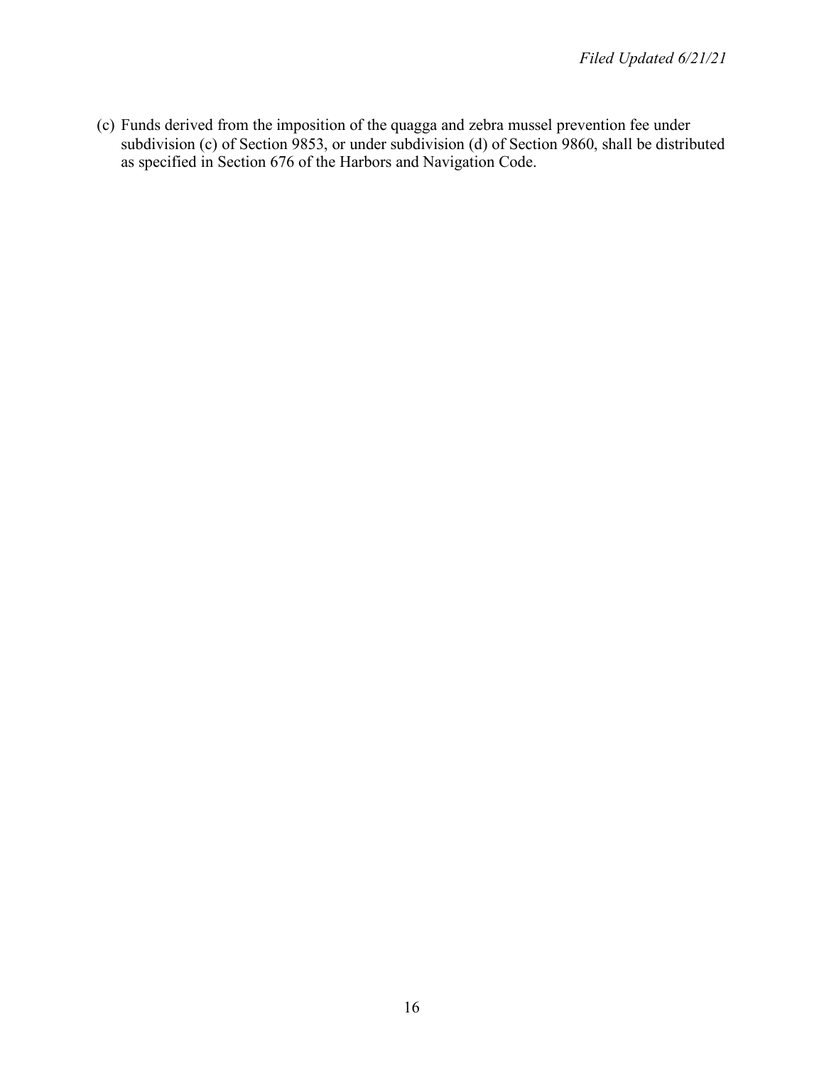(c) Funds derived from the imposition of the quagga and zebra mussel prevention fee under subdivision (c) of Section 9853, or under subdivision (d) of Section 9860, shall be distributed as specified in Section 676 of the Harbors and Navigation Code.